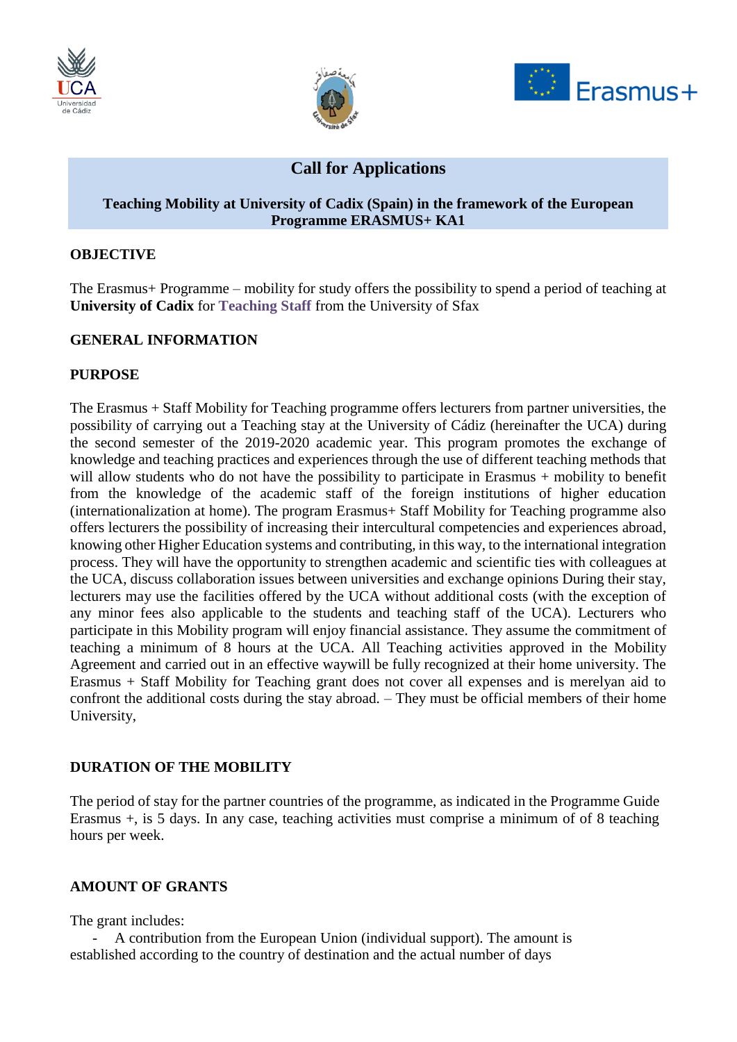# Call for Applications

**Teaching Mobility at University of Cadix (Spain) in the framework of the European Programme ERASMUS+ KA1**

## OBJECTIVE

The Erasmus+ Programme – mobility for study offers the possibility to spend a period of teaching at **University of Cadix** for **Teaching Staff** from the University of Sfax

## GENERAL INFORMATION

## PURPOSE

The Erasmus + Staff Mobility for Teaching programme offers lecturers from partner universities, the possibility of carrying out a Teaching stay at the University of Cádiz (hereinafter the UCA) during the second semester of the 2019-2020 academic year. This program promotes the exchange of knowledge and teaching practices and experiences through the use of different teaching methods that will allow students who do not have the possibility to participate in Erasmus + mobility to benefit from the knowledge of the academic staff of the foreign institutions of higher education (internationalization at home). The program Erasmus+ Staff Mobility for Teaching programme also offers lecturers the possibility of increasing their intercultural competencies and experiences abroad, knowing other Higher Education systems and contributing, in this way, to the international integration process. They will have the opportunity to strengthen academic and scientific ties with colleagues at the UCA, discuss collaboration issues between universities and exchange opinions During their stay, lecturers may use the facilities offered by the UCA without additional costs (with the exception of any minor fees also applicable to the students and teaching staff of the UCA). Lecturers who participate in this Mobility program will enjoy financial assistance. They assume the commitment of teaching a minimum of 8 hours at the UCA. All Teaching activities approved in the Mobility Agreement and carried out in an effective waywill be fully recognized at their home university. The Erasmus + Staff Mobility for Teaching grant does not cover all expenses and is merelyan aid to confront the additional costs during the stay abroad. – They must be official members of their home University,

## DURATION OF THE MOBILITY

The period of stay for the partner countries of the programme, as indicated in the Programme Guide Erasmus +, is 5 days. In any case, teaching activities must comprise a minimum of of 8 teaching hours per week.

## AMOUNT OF GRANTS

The grant includes:

- A contribution from the European Union (individual support). The amount is established according to the country of destination and the actual number of days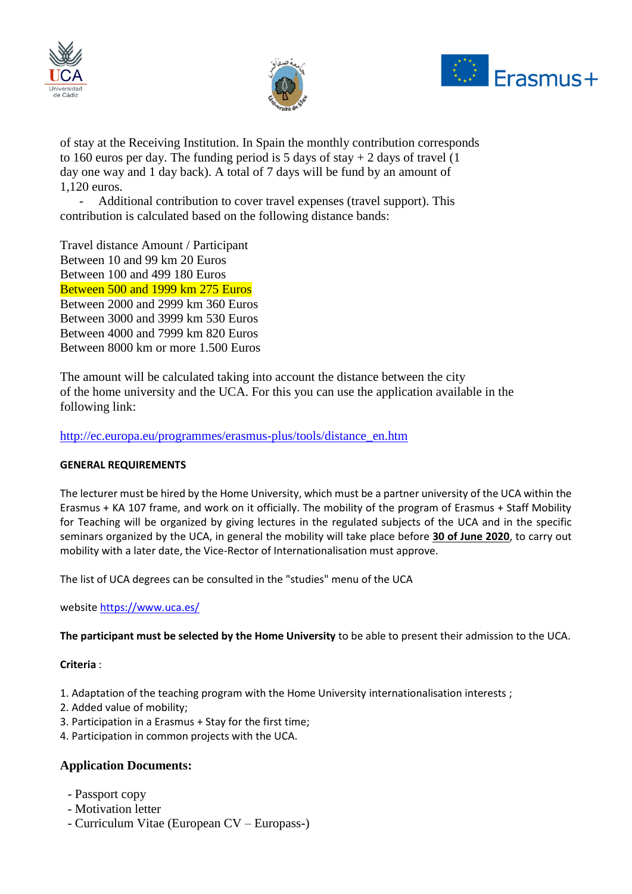of stay at the Receiving Institution. In Spain the monthly contribution corresponds to 160 euros per day. The funding period is 5 days of stay + 2 days of travel (1 day one way and 1 day back). A total of 7 days will be fund by an amount of 1,120 euros.

- Additional contribution to cover travel expenses (travel support). This contribution is calculated based on the following distance bands:

Travel distance Amount / Participant
Between 10 and 99 km 20 Euros
Between 100 and 499 180 Euros
Between 500 and 1999 km 275 Euros
Between 2000 and 2999 km 360 Euros
Between 3000 and 3999 km 530 Euros
Between 4000 and 7999 km 820 Euros
Between 8000 km or more 1.500 Euros

The amount will be calculated taking into account the distance between the city of the home university and the UCA. For this you can use the application available in the following link:

http://ec.europa.eu/programmes/erasmus-plus/tools/distance_en.htm

**GENERAL REQUIREMENTS**

The lecturer must be hired by the Home University, which must be a partner university of the UCA within the Erasmus + KA 107 frame, and work on it officially. The mobility of the program of Erasmus + Staff Mobility for Teaching will be organized by giving lectures in the regulated subjects of the UCA and in the specific seminars organized by the UCA, in general the mobility will take place before **30 of June 2020**, to carry out mobility with a later date, the Vice-Rector of Internationalisation must approve.

The list of UCA degrees can be consulted in the "studies" menu of the UCA

website https://www.uca.es/

**The participant must be selected by the Home University** to be able to present their admission to the UCA.

**Criteria** :

1. Adaptation of the teaching program with the Home University internationalisation interests ;
2. Added value of mobility;
3. Participation in a Erasmus + Stay for the first time;
4. Participation in common projects with the UCA.

### Application Documents:

- Passport copy
- Motivation letter
- Curriculum Vitae (European CV – Europass-)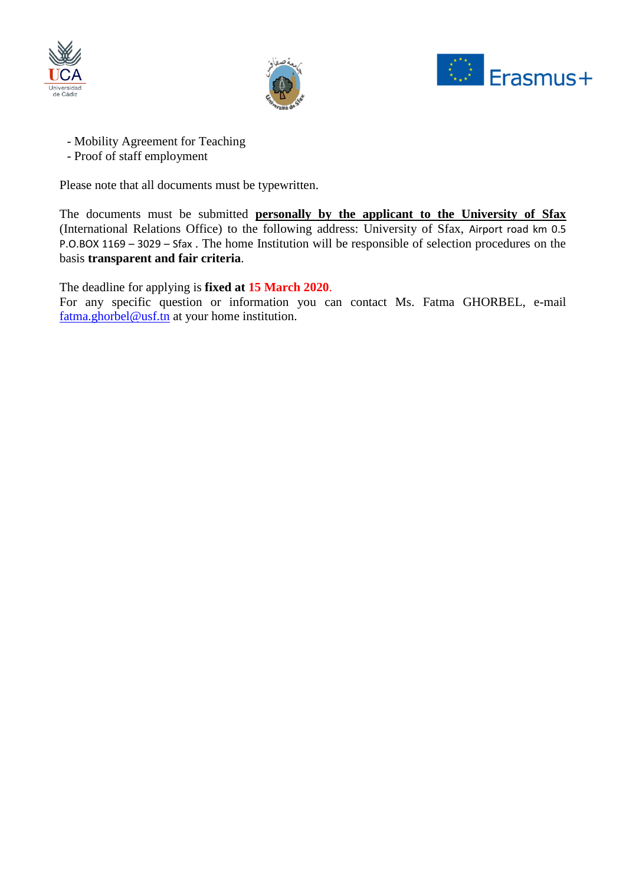- Mobility Agreement for Teaching
- Proof of staff employment

Please note that all documents must be typewritten.

The documents must be submitted **personally by the applicant to the University of Sfax** (International Relations Office) to the following address: University of Sfax, Airport road km 0.5 P.O.BOX 1169 – 3029 – Sfax . The home Institution will be responsible of selection procedures on the basis **transparent and fair criteria**.

The deadline for applying is **fixed at 15 March 2020**.
For any specific question or information you can contact Ms. Fatma GHORBEL, e-mail fatma.ghorbel@usf.tn at your home institution.